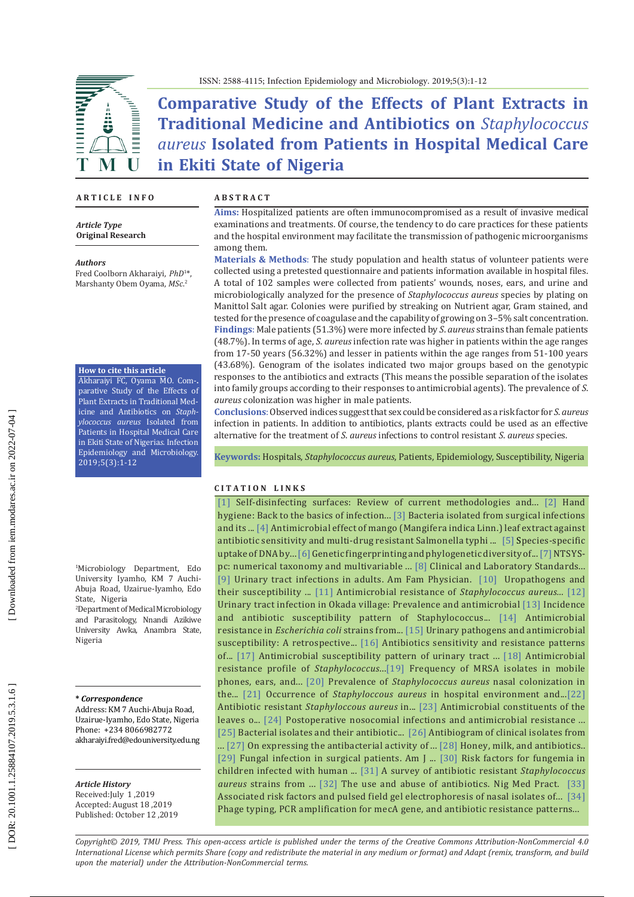ISSN: 2588-4115; Infection Epidemiology and Microbiology. 2019;5(3):1-12

# Comparative Study of the Effects of Plant Extracts in Traditional Medicine and Antibiotics on *Staphylococcus aureus* Isolated from Patients in Hospital Medical Care in Ekiti State of Nigeria

## ARTICLE INFO

***Article Type***
**Original Research**

***Authors***
Fred Coolborn Akharaiyi, *PhD*[1]*,
Marshanty Obem Oyama, *MSc.*[2]

**How to cite this article**
Akharaiyi FC, Oyama MO. Comparative Study of the Effects of Plant Extracts in Traditional Medicine and Antibiotics on *Staphylococcus aureus* Isolated from Patients in Hospital Medical Care in Ekiti State of Nigerias. Infection Epidemiology and Microbiology. 2019;5(3):1-12

[1]Microbiology Department, Edo University Iyamho, KM 7 Auchi-Abuja Road, Uzairue-Iyamho, Edo State, Nigeria
[2]Department of Medical Microbiology and Parasitology, Nnandi Azikiwe University Awka, Anambra State, Nigeria

***\* Correspondence***
Address: KM 7 Auchi-Abuja Road, Uzairue-Iyamho, Edo State, Nigeria
Phone: +234 8066982772
akharaiyi.fred@edouniversity.edu.ng

***Article History***
Received:July 1 ,2019
Accepted: August 18 ,2019
Published: October 12 ,2019

## ABSTRACT

**Aims:** Hospitalized patients are often immunocompromised as a result of invasive medical examinations and treatments. Of course, the tendency to do care practices for these patients and the hospital environment may facilitate the transmission of pathogenic microorganisms among them.

**Materials & Methods**: The study population and health status of volunteer patients were collected using a pretested questionnaire and patients information available in hospital files. A total of 102 samples were collected from patients' wounds, noses, ears, and urine and microbiologically analyzed for the presence of *Staphylococcus aureus* species by plating on Manittol Salt agar. Colonies were purified by streaking on Nutrient agar, Gram stained, and tested for the presence of coagulase and the capability of growing on 3–5% salt concentration.

**Findings**: Male patients (51.3%) were more infected by *S. aureus* strains than female patients (48.7%). In terms of age, *S. aureus* infection rate was higher in patients within the age ranges from 17-50 years (56.32%) and lesser in patients within the age ranges from 51-100 years (43.68%). Genogram of the isolates indicated two major groups based on the genotypic responses to the antibiotics and extracts (This means the possible separation of the isolates into family groups according to their responses to antimicrobial agents). The prevalence of *S. aureus* colonization was higher in male patients.

**Conclusions**: Observed indices suggest that sex could be considered as a risk factor for *S. aureus* infection in patients. In addition to antibiotics, plants extracts could be used as an effective alternative for the treatment of *S. aureus* infections to control resistant *S. aureus* species.

**Keywords:** Hospitals, *Staphylococcus aureus*, Patients, Epidemiology, Susceptibility, Nigeria

## CITATION LINKS

[1] Self-disinfecting surfaces: Review of current methodologies and... [2] Hand hygiene: Back to the basics of infection... [3] Bacteria isolated from surgical infections and its ... [4] Antimicrobial effect of mango (Mangifera indica Linn.) leaf extract against antibiotic sensitivity and multi-drug resistant Salmonella typhi ... [5] Species-specific uptake of DNA by... [6] Genetic fingerprinting and phylogenetic diversity of... [7] NTSYS-pc: numerical taxonomy and multivariable ... [8] Clinical and Laboratory Standards... [9] Urinary tract infections in adults. Am Fam Physician. [10] Uropathogens and their susceptibility ... [11] Antimicrobial resistance of *Staphylococcus aureus*... [12] Urinary tract infection in Okada village: Prevalence and antimicrobial [13] Incidence and antibiotic susceptibility pattern of Staphylococcus... [14] Antimicrobial resistance in *Escherichia coli* strains from... [15] Urinary pathogens and antimicrobial susceptibility: A retrospective... [16] Antibiotics sensitivity and resistance patterns of... [17] Antimicrobial susceptibility pattern of urinary tract ... [18] Antimicrobial resistance profile of *Staphylococcus*...[19] Frequency of MRSA isolates in mobile phones, ears, and... [20] Prevalence of *Staphylococcus aureus* nasal colonization in the... [21] Occurrence of *Staphyloccus aureus* in hospital environment and...[22] Antibiotic resistant *Staphyloccus aureus* in... [23] Antimicrobial constituents of the leaves o... [24] Postoperative nosocomial infections and antimicrobial resistance ... [25] Bacterial isolates and their antibiotic... [26] Antibiogram of clinical isolates from ... [27] On expressing the antibacterial activity of ... [28] Honey, milk, and antibiotics.. [29] Fungal infection in surgical patients. Am J ... [30] Risk factors for fungemia in children infected with human ... [31] A survey of antibiotic resistant *Staphylococcus aureus* strains from ... [32] The use and abuse of antibiotics. Nig Med Pract. [33] Associated risk factors and pulsed field gel electrophoresis of nasal isolates of... [34] Phage typing, PCR amplification for mecA gene, and antibiotic resistance patterns...

*Copyright© 2019, TMU Press. This open-access article is published under the terms of the Creative Commons Attribution-NonCommercial 4.0 International License which permits Share (copy and redistribute the material in any medium or format) and Adapt (remix, transform, and build upon the material) under the Attribution-NonCommercial terms.*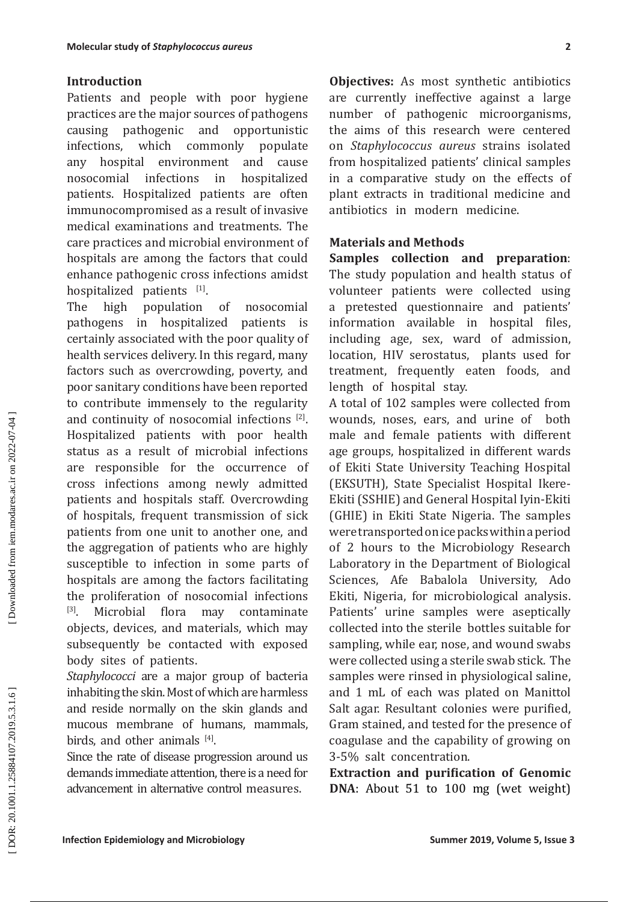## Introduction

Patients and people with poor hygiene practices are the major sources of pathogens causing pathogenic and opportunistic infections, which commonly populate any hospital environment and cause nosocomial infections in hospitalized patients. Hospitalized patients are often immunocompromised as a result of invasive medical examinations and treatments. The care practices and microbial environment of hospitals are among the factors that could enhance pathogenic cross infections amidst hospitalized patients [1].

The high population of nosocomial pathogens in hospitalized patients is certainly associated with the poor quality of health services delivery. In this regard, many factors such as overcrowding, poverty, and poor sanitary conditions have been reported to contribute immensely to the regularity and continuity of nosocomial infections [2]. Hospitalized patients with poor health status as a result of microbial infections are responsible for the occurrence of cross infections among newly admitted patients and hospitals staff. Overcrowding of hospitals, frequent transmission of sick patients from one unit to another one, and the aggregation of patients who are highly susceptible to infection in some parts of hospitals are among the factors facilitating the proliferation of nosocomial infections [3]. Microbial flora may contaminate objects, devices, and materials, which may subsequently be contacted with exposed body sites of patients.

*Staphylococci* are a major group of bacteria inhabiting the skin. Most of which are harmless and reside normally on the skin glands and mucous membrane of humans, mammals, birds, and other animals [4].

Since the rate of disease progression around us demands immediate attention, there is a need for advancement in alternative control measures.

**Objectives:** As most synthetic antibiotics are currently ineffective against a large number of pathogenic microorganisms, the aims of this research were centered on *Staphylococcus aureus* strains isolated from hospitalized patients' clinical samples in a comparative study on the effects of plant extracts in traditional medicine and antibiotics in modern medicine.

## Materials and Methods

**Samples collection and preparation**: The study population and health status of volunteer patients were collected using a pretested questionnaire and patients' information available in hospital files, including age, sex, ward of admission, location, HIV serostatus, plants used for treatment, frequently eaten foods, and length of hospital stay.

A total of 102 samples were collected from wounds, noses, ears, and urine of both male and female patients with different age groups, hospitalized in different wards of Ekiti State University Teaching Hospital (EKSUTH), State Specialist Hospital Ikere-Ekiti (SSHIE) and General Hospital Iyin-Ekiti (GHIE) in Ekiti State Nigeria. The samples were transported on ice packs within a period of 2 hours to the Microbiology Research Laboratory in the Department of Biological Sciences, Afe Babalola University, Ado Ekiti, Nigeria, for microbiological analysis. Patients' urine samples were aseptically collected into the sterile bottles suitable for sampling, while ear, nose, and wound swabs were collected using a sterile swab stick. The samples were rinsed in physiological saline, and 1 mL of each was plated on Manittol Salt agar. Resultant colonies were purified, Gram stained, and tested for the presence of coagulase and the capability of growing on 3-5% salt concentration.

**Extraction and purification of Genomic DNA**: About 51 to 100 mg (wet weight)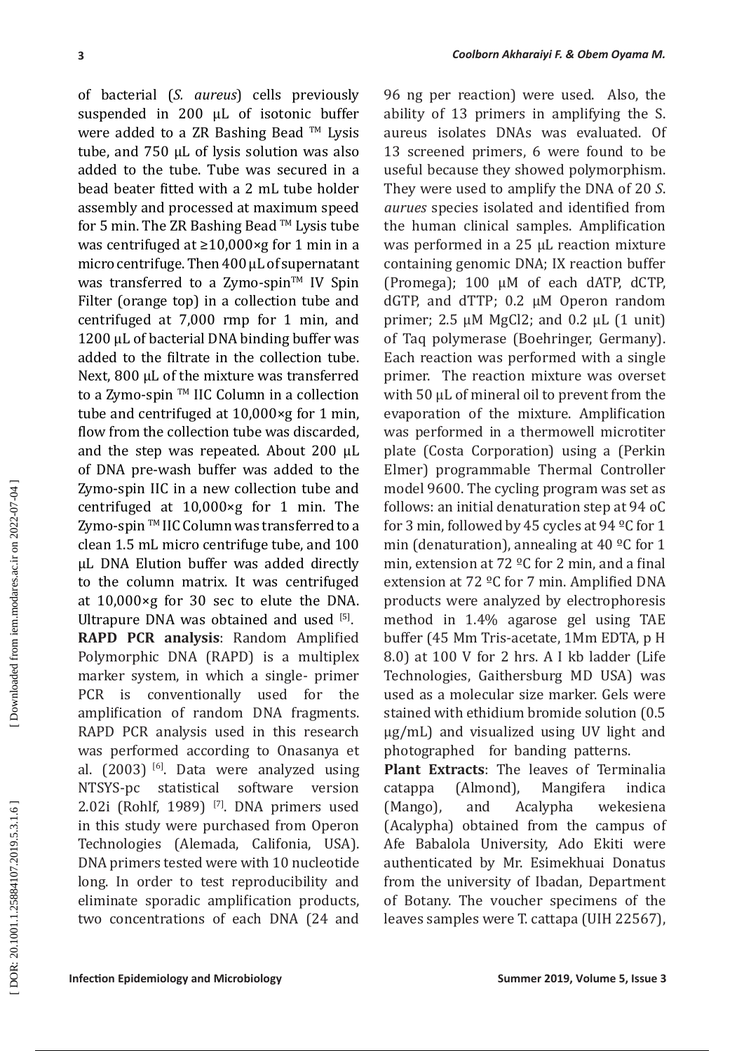of bacterial (*S. aureus*) cells previously suspended in 200 µL of isotonic buffer were added to a ZR Bashing Bead ™ Lysis tube, and 750 µL of lysis solution was also added to the tube. Tube was secured in a bead beater fitted with a 2 mL tube holder assembly and processed at maximum speed for 5 min. The ZR Bashing Bead ™ Lysis tube was centrifuged at ≥10,000×g for 1 min in a micro centrifuge. Then 400 µL of supernatant was transferred to a Zymo-spin™ IV Spin Filter (orange top) in a collection tube and centrifuged at 7,000 rmp for 1 min, and 1200 µL of bacterial DNA binding buffer was added to the filtrate in the collection tube. Next, 800 µL of the mixture was transferred to a Zymo-spin ™ IIC Column in a collection tube and centrifuged at 10,000×g for 1 min, flow from the collection tube was discarded, and the step was repeated. About 200 µL of DNA pre-wash buffer was added to the Zymo-spin IIC in a new collection tube and centrifuged at 10,000×g for 1 min. The Zymo-spin ™ IIC Column was transferred to a clean 1.5 mL micro centrifuge tube, and 100 µL DNA Elution buffer was added directly to the column matrix. It was centrifuged at 10,000×g for 30 sec to elute the DNA. Ultrapure DNA was obtained and used [5].

**RAPD PCR analysis**: Random Amplified Polymorphic DNA (RAPD) is a multiplex marker system, in which a single- primer PCR is conventionally used for the amplification of random DNA fragments. RAPD PCR analysis used in this research was performed according to Onasanya et al. (2003) [6]. Data were analyzed using NTSYS-pc statistical software version 2.02i (Rohlf, 1989) [7]. DNA primers used in this study were purchased from Operon Technologies (Alemada, Califonia, USA). DNA primers tested were with 10 nucleotide long. In order to test reproducibility and eliminate sporadic amplification products, two concentrations of each DNA (24 and 96 ng per reaction) were used. Also, the ability of 13 primers in amplifying the S. aureus isolates DNAs was evaluated. Of 13 screened primers, 6 were found to be useful because they showed polymorphism. They were used to amplify the DNA of 20 *S. aurues* species isolated and identified from the human clinical samples. Amplification was performed in a 25 µL reaction mixture containing genomic DNA; IX reaction buffer (Promega); 100 µM of each dATP, dCTP, dGTP, and dTTP; 0.2 µM Operon random primer; 2.5 µM MgCl2; and 0.2 µL (1 unit) of Taq polymerase (Boehringer, Germany). Each reaction was performed with a single primer. The reaction mixture was overset with 50 µL of mineral oil to prevent from the evaporation of the mixture. Amplification was performed in a thermowell microtiter plate (Costa Corporation) using a (Perkin Elmer) programmable Thermal Controller model 9600. The cycling program was set as follows: an initial denaturation step at 94 oC for 3 min, followed by 45 cycles at 94 ºC for 1 min (denaturation), annealing at 40 ºC for 1 min, extension at 72 ºC for 2 min, and a final extension at 72 ºC for 7 min. Amplified DNA products were analyzed by electrophoresis method in 1.4% agarose gel using TAE buffer (45 Mm Tris-acetate, 1Mm EDTA, p H 8.0) at 100 V for 2 hrs. A I kb ladder (Life Technologies, Gaithersburg MD USA) was used as a molecular size marker. Gels were stained with ethidium bromide solution (0.5 µg/mL) and visualized using UV light and photographed for banding patterns.

**Plant Extracts**: The leaves of Terminalia catappa (Almond), Mangifera indica (Mango), and Acalypha wekesiena (Acalypha) obtained from the campus of Afe Babalola University, Ado Ekiti were authenticated by Mr. Esimekhuai Donatus from the university of Ibadan, Department of Botany. The voucher specimens of the leaves samples were T. cattapa (UIH 22567),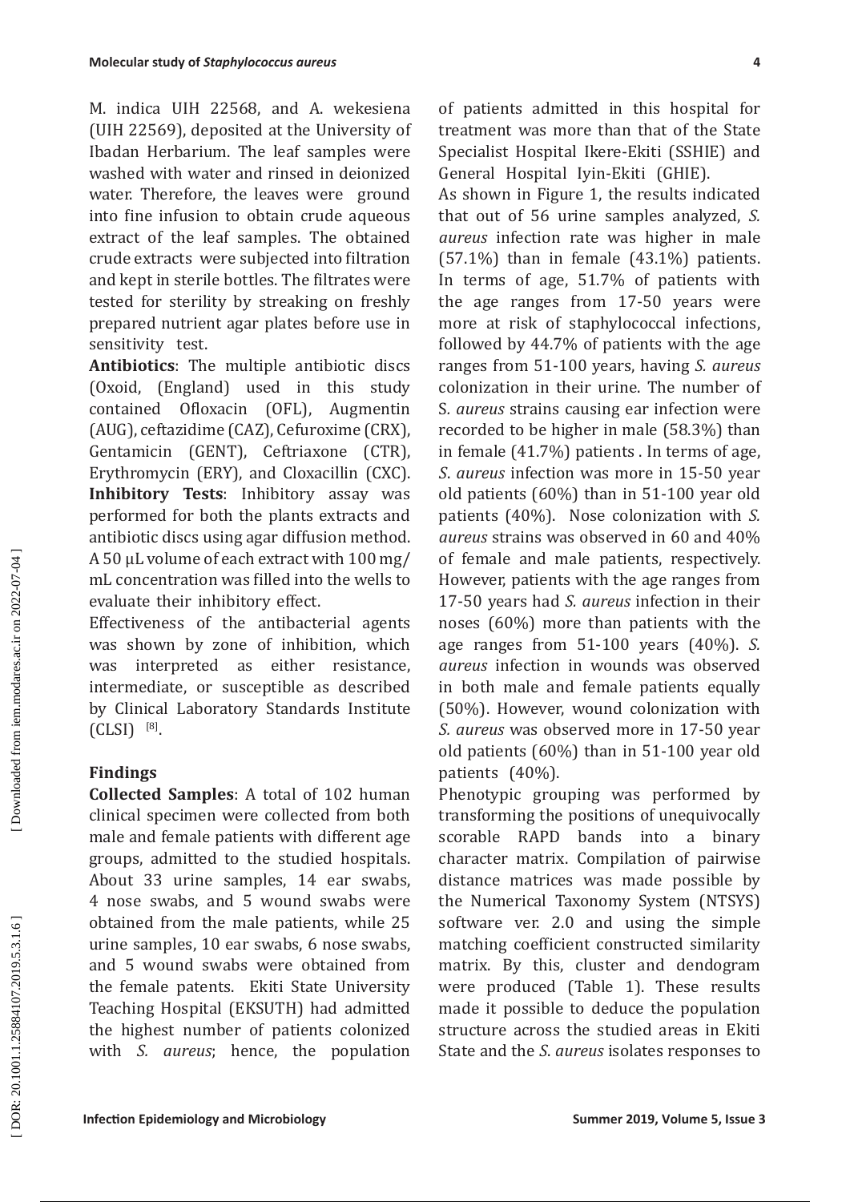M. indica UIH 22568, and A. wekesiena (UIH 22569), deposited at the University of Ibadan Herbarium. The leaf samples were washed with water and rinsed in deionized water. Therefore, the leaves were ground into fine infusion to obtain crude aqueous extract of the leaf samples. The obtained crude extracts were subjected into filtration and kept in sterile bottles. The filtrates were tested for sterility by streaking on freshly prepared nutrient agar plates before use in sensitivity test.

**Antibiotics**: The multiple antibiotic discs (Oxoid, (England) used in this study contained Ofloxacin (OFL), Augmentin (AUG), ceftazidime (CAZ), Cefuroxime (CRX), Gentamicin (GENT), Ceftriaxone (CTR), Erythromycin (ERY), and Cloxacillin (CXC).

**Inhibitory Tests**: Inhibitory assay was performed for both the plants extracts and antibiotic discs using agar diffusion method. A 50 μL volume of each extract with 100 mg/mL concentration was filled into the wells to evaluate their inhibitory effect.

Effectiveness of the antibacterial agents was shown by zone of inhibition, which was interpreted as either resistance, intermediate, or susceptible as described by Clinical Laboratory Standards Institute (CLSI) [8].

## Findings

**Collected Samples**: A total of 102 human clinical specimen were collected from both male and female patients with different age groups, admitted to the studied hospitals. About 33 urine samples, 14 ear swabs, 4 nose swabs, and 5 wound swabs were obtained from the male patients, while 25 urine samples, 10 ear swabs, 6 nose swabs, and 5 wound swabs were obtained from the female patents. Ekiti State University Teaching Hospital (EKSUTH) had admitted the highest number of patients colonized with *S. aureus*; hence, the population of patients admitted in this hospital for treatment was more than that of the State Specialist Hospital Ikere-Ekiti (SSHIE) and General Hospital Iyin-Ekiti (GHIE).

As shown in Figure 1, the results indicated that out of 56 urine samples analyzed, *S. aureus* infection rate was higher in male (57.1%) than in female (43.1%) patients. In terms of age, 51.7% of patients with the age ranges from 17-50 years were more at risk of staphylococcal infections, followed by 44.7% of patients with the age ranges from 51-100 years, having *S. aureus* colonization in their urine. The number of S. *aureus* strains causing ear infection were recorded to be higher in male (58.3%) than in female (41.7%) patients . In terms of age, *S. aureus* infection was more in 15-50 year old patients (60%) than in 51-100 year old patients (40%). Nose colonization with *S. aureus* strains was observed in 60 and 40% of female and male patients, respectively. However, patients with the age ranges from 17-50 years had *S. aureus* infection in their noses (60%) more than patients with the age ranges from 51-100 years (40%). *S. aureus* infection in wounds was observed in both male and female patients equally (50%). However, wound colonization with *S. aureus* was observed more in 17-50 year old patients (60%) than in 51-100 year old patients (40%).

Phenotypic grouping was performed by transforming the positions of unequivocally scorable RAPD bands into a binary character matrix. Compilation of pairwise distance matrices was made possible by the Numerical Taxonomy System (NTSYS) software ver. 2.0 and using the simple matching coefficient constructed similarity matrix. By this, cluster and dendogram were produced (Table 1). These results made it possible to deduce the population structure across the studied areas in Ekiti State and the *S. aureus* isolates responses to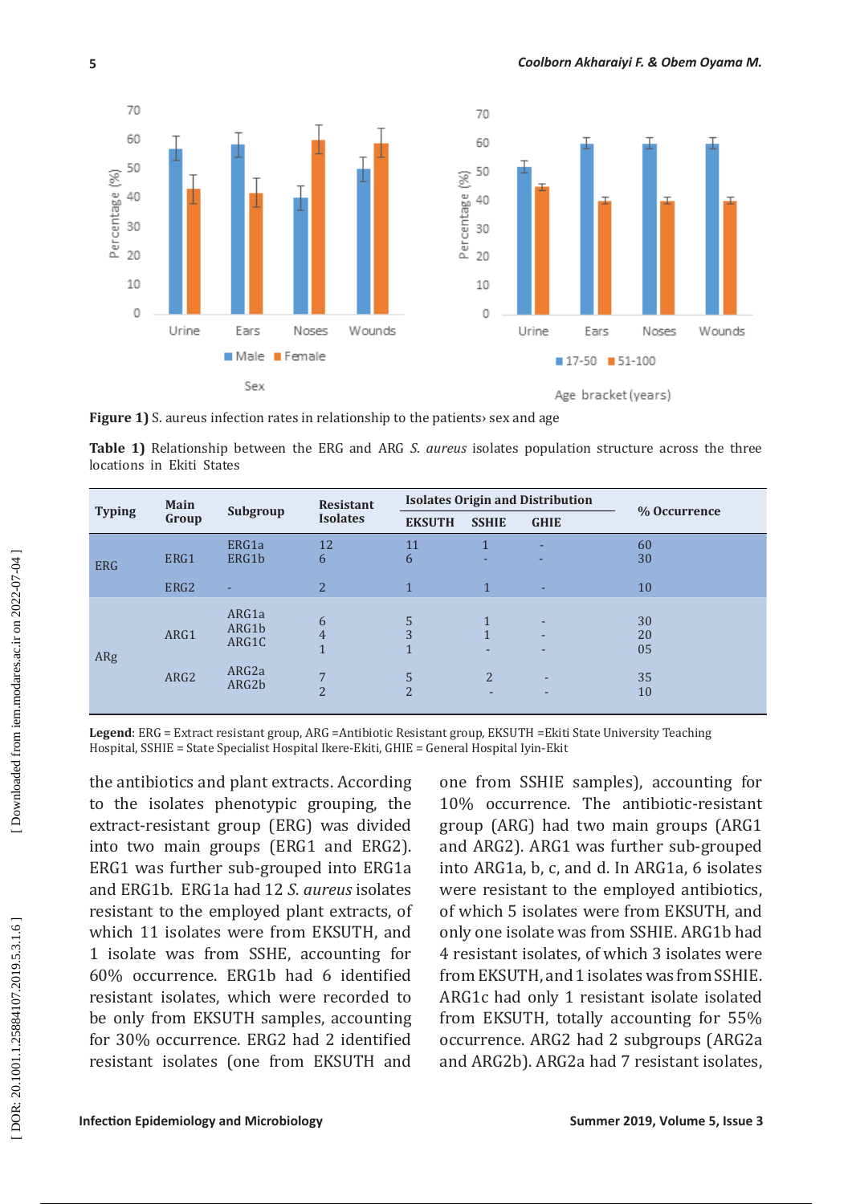**Figure 1)** S. aureus infection rates in relationship to the patients› sex and age

**Table 1)** Relationship between the ERG and ARG *S. aureus* isolates population structure across the three locations in Ekiti States

| Typing | Main Group | Subgroup | Resistant Isolates | Isolates Origin and Distribution | | | % Occurrence |
|---|---|---|---|---|---|---|---|
| | | | | EKSUTH | SSHIE | GHIE | |
| ERG | ERG1 | ERG1a | 12 | 11 | 1 | - | 60 |
| | | ERG1b | 6 | 6 | - | - | 30 |
| | ERG2 | - | 2 | 1 | 1 | - | 10 |
| ARg | ARG1 | ARG1a | 6 | 5 | 1 | - | 30 |
| | | ARG1b | 4 | 3 | 1 | - | 20 |
| | | ARG1C | 1 | 1 | - | - | 05 |
| | ARG2 | ARG2a | 7 | 5 | 2 | - | 35 |
| | | ARG2b | 2 | 2 | - | - | 10 |

**Legend**: ERG = Extract resistant group, ARG =Antibiotic Resistant group, EKSUTH =Ekiti State University Teaching Hospital, SSHIE = State Specialist Hospital Ikere-Ekiti, GHIE = General Hospital Iyin-Ekit

the antibiotics and plant extracts. According to the isolates phenotypic grouping, the extract-resistant group (ERG) was divided into two main groups (ERG1 and ERG2). ERG1 was further sub-grouped into ERG1a and ERG1b. ERG1a had 12 *S. aureus* isolates resistant to the employed plant extracts, of which 11 isolates were from EKSUTH, and 1 isolate was from SSHE, accounting for 60% occurrence. ERG1b had 6 identified resistant isolates, which were recorded to be only from EKSUTH samples, accounting for 30% occurrence. ERG2 had 2 identified resistant isolates (one from EKSUTH and one from SSHIE samples), accounting for 10% occurrence. The antibiotic-resistant group (ARG) had two main groups (ARG1 and ARG2). ARG1 was further sub-grouped into ARG1a, b, c, and d. In ARG1a, 6 isolates were resistant to the employed antibiotics, of which 5 isolates were from EKSUTH, and only one isolate was from SSHIE. ARG1b had 4 resistant isolates, of which 3 isolates were from EKSUTH, and 1 isolates was from SSHIE. ARG1c had only 1 resistant isolate isolated from EKSUTH, totally accounting for 55% occurrence. ARG2 had 2 subgroups (ARG2a and ARG2b). ARG2a had 7 resistant isolates,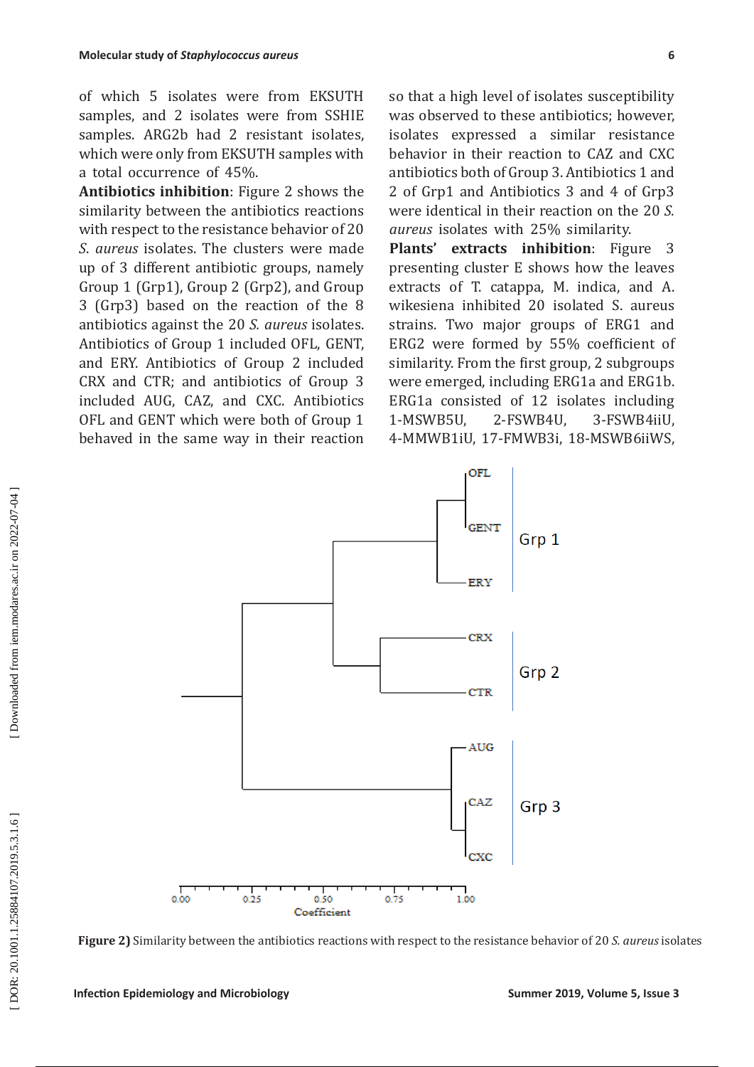of which 5 isolates were from EKSUTH samples, and 2 isolates were from SSHIE samples. ARG2b had 2 resistant isolates, which were only from EKSUTH samples with a total occurrence of 45%.

**Antibiotics inhibition**: Figure 2 shows the similarity between the antibiotics reactions with respect to the resistance behavior of 20 *S. aureus* isolates. The clusters were made up of 3 different antibiotic groups, namely Group 1 (Grp1), Group 2 (Grp2), and Group 3 (Grp3) based on the reaction of the 8 antibiotics against the 20 *S. aureus* isolates. Antibiotics of Group 1 included OFL, GENT, and ERY. Antibiotics of Group 2 included CRX and CTR; and antibiotics of Group 3 included AUG, CAZ, and CXC. Antibiotics OFL and GENT which were both of Group 1 behaved in the same way in their reaction so that a high level of isolates susceptibility was observed to these antibiotics; however, isolates expressed a similar resistance behavior in their reaction to CAZ and CXC antibiotics both of Group 3. Antibiotics 1 and 2 of Grp1 and Antibiotics 3 and 4 of Grp3 were identical in their reaction on the 20 *S. aureus* isolates with 25% similarity.

**Plants' extracts inhibition**: Figure 3 presenting cluster E shows how the leaves extracts of T. catappa, M. indica, and A. wikesiena inhibited 20 isolated S. aureus strains. Two major groups of ERG1 and ERG2 were formed by 55% coefficient of similarity. From the first group, 2 subgroups were emerged, including ERG1a and ERG1b. ERG1a consisted of 12 isolates including 1-MSWB5U, 2-FSWB4U, 3-FSWB4iiU, 4-MMWB1iU, 17-FMWB3i, 18-MSWB6iiWS,

**Figure 2)** Similarity between the antibiotics reactions with respect to the resistance behavior of 20 *S. aureus* isolates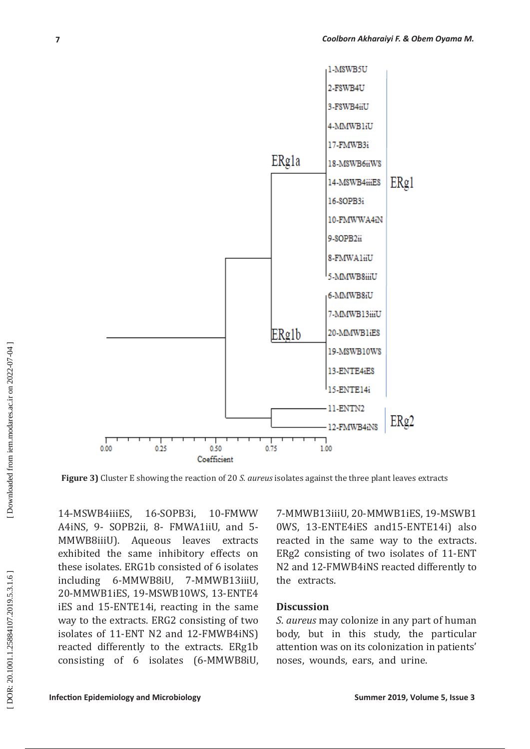**Figure 3)** Cluster E showing the reaction of 20 *S. aureus* isolates against the three plant leaves extracts

14-MSWB4iiiES, 16-SOPB3i, 10-FMWWA4iNS, 9- SOPB2ii, 8- FMWA1iiU, and 5-MMWB8iiiU). Aqueous leaves extracts exhibited the same inhibitory effects on these isolates. ERG1b consisted of 6 isolates including 6-MMWB8iU, 7-MMWB13iiiU, 20-MMWB1iES, 19-MSWB10WS, 13-ENTE4iES and 15-ENTE14i, reacting in the same way to the extracts. ERG2 consisting of two isolates of 11-ENT N2 and 12-FMWB4iNS) reacted differently to the extracts. ERg1b consisting of 6 isolates (6-MMWB8iU, 7-MMWB13iiiU, 20-MMWB1iES, 19-MSWB10WS, 13-ENTE4iES and15-ENTE14i) also reacted in the same way to the extracts. ERg2 consisting of two isolates of 11-ENT N2 and 12-FMWB4iNS reacted differently to the extracts.

## Discussion

*S. aureus* may colonize in any part of human body, but in this study, the particular attention was on its colonization in patients' noses, wounds, ears, and urine.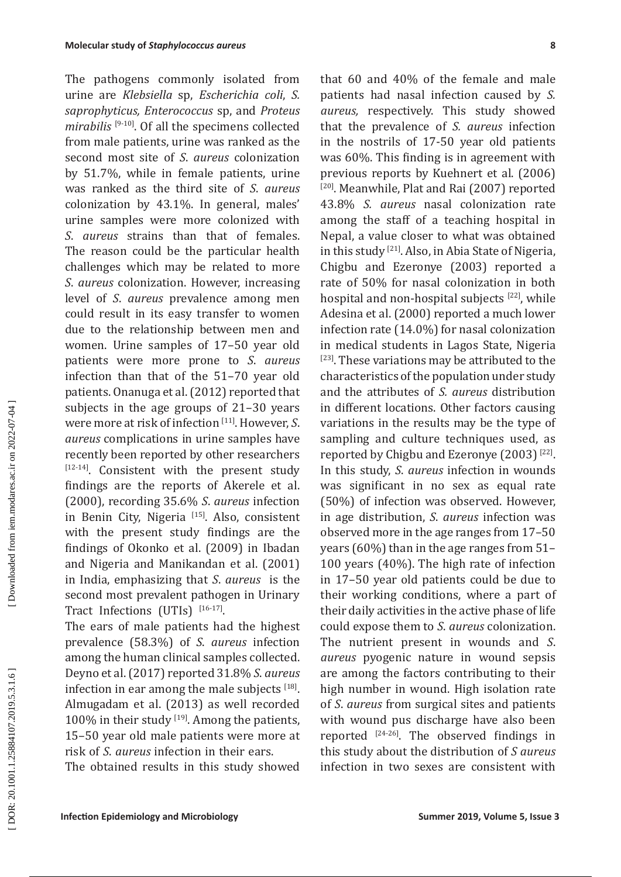The pathogens commonly isolated from urine are *Klebsiella* sp, *Escherichia coli*, *S. saprophyticus, Enterococcus* sp, and *Proteus mirabilis* [9-10]. Of all the specimens collected from male patients, urine was ranked as the second most site of *S. aureus* colonization by 51.7%, while in female patients, urine was ranked as the third site of *S. aureus* colonization by 43.1%. In general, males' urine samples were more colonized with *S. aureus* strains than that of females. The reason could be the particular health challenges which may be related to more *S. aureus* colonization. However, increasing level of *S. aureus* prevalence among men could result in its easy transfer to women due to the relationship between men and women. Urine samples of 17–50 year old patients were more prone to *S. aureus* infection than that of the 51–70 year old patients. Onanuga et al. (2012) reported that subjects in the age groups of 21–30 years were more at risk of infection [11]. However, *S. aureus* complications in urine samples have recently been reported by other researchers [12-14]. Consistent with the present study findings are the reports of Akerele et al. (2000), recording 35.6% *S. aureus* infection in Benin City, Nigeria [15]. Also, consistent with the present study findings are the findings of Okonko et al. (2009) in Ibadan and Nigeria and Manikandan et al. (2001) in India, emphasizing that *S. aureus* is the second most prevalent pathogen in Urinary Tract Infections (UTIs) [16-17].

The ears of male patients had the highest prevalence (58.3%) of *S. aureus* infection among the human clinical samples collected. Deyno et al. (2017) reported 31.8% *S. aureus* infection in ear among the male subjects [18]. Almugadam et al. (2013) as well recorded 100% in their study [19]. Among the patients, 15–50 year old male patients were more at risk of *S. aureus* infection in their ears.

The obtained results in this study showed that 60 and 40% of the female and male patients had nasal infection caused by *S. aureus*, respectively. This study showed that the prevalence of *S. aureus* infection in the nostrils of 17-50 year old patients was 60%. This finding is in agreement with previous reports by Kuehnert et al. (2006) [20]. Meanwhile, Plat and Rai (2007) reported 43.8% *S. aureus* nasal colonization rate among the staff of a teaching hospital in Nepal, a value closer to what was obtained in this study [21]. Also, in Abia State of Nigeria, Chigbu and Ezeronye (2003) reported a rate of 50% for nasal colonization in both hospital and non-hospital subjects [22], while Adesina et al. (2000) reported a much lower infection rate (14.0%) for nasal colonization in medical students in Lagos State, Nigeria [23]. These variations may be attributed to the characteristics of the population under study and the attributes of *S. aureus* distribution in different locations. Other factors causing variations in the results may be the type of sampling and culture techniques used, as reported by Chigbu and Ezeronye (2003) [22]. In this study, *S. aureus* infection in wounds was significant in no sex as equal rate (50%) of infection was observed. However, in age distribution, *S. aureus* infection was observed more in the age ranges from 17–50 years (60%) than in the age ranges from 51–100 years (40%). The high rate of infection in 17–50 year old patients could be due to their working conditions, where a part of their daily activities in the active phase of life could expose them to *S. aureus* colonization. The nutrient present in wounds and *S. aureus* pyogenic nature in wound sepsis are among the factors contributing to their high number in wound. High isolation rate of *S. aureus* from surgical sites and patients with wound pus discharge have also been reported [24-26]. The observed findings in this study about the distribution of *S aureus* infection in two sexes are consistent with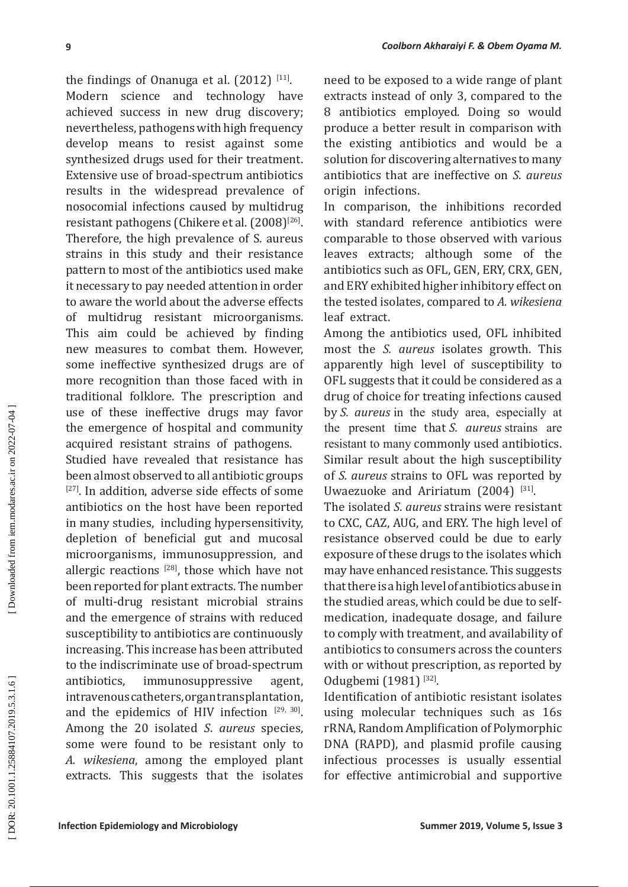the findings of Onanuga et al. (2012) [11].

Modern science and technology have achieved success in new drug discovery; nevertheless, pathogens with high frequency develop means to resist against some synthesized drugs used for their treatment. Extensive use of broad-spectrum antibiotics results in the widespread prevalence of nosocomial infections caused by multidrug resistant pathogens (Chikere et al. (2008)[26]. Therefore, the high prevalence of S. aureus strains in this study and their resistance pattern to most of the antibiotics used make it necessary to pay needed attention in order to aware the world about the adverse effects of multidrug resistant microorganisms. This aim could be achieved by finding new measures to combat them. However, some ineffective synthesized drugs are of more recognition than those faced with in traditional folklore. The prescription and use of these ineffective drugs may favor the emergence of hospital and community acquired resistant strains of pathogens.

Studied have revealed that resistance has been almost observed to all antibiotic groups [27]. In addition, adverse side effects of some antibiotics on the host have been reported in many studies, including hypersensitivity, depletion of beneficial gut and mucosal microorganisms, immunosuppression, and allergic reactions [28], those which have not been reported for plant extracts. The number of multi-drug resistant microbial strains and the emergence of strains with reduced susceptibility to antibiotics are continuously increasing. This increase has been attributed to the indiscriminate use of broad-spectrum antibiotics, immunosuppressive agent, intravenous catheters, organ transplantation, and the epidemics of HIV infection [29, 30]. Among the 20 isolated *S. aureus* species, some were found to be resistant only to *A. wikesiena*, among the employed plant extracts. This suggests that the isolates need to be exposed to a wide range of plant extracts instead of only 3, compared to the 8 antibiotics employed. Doing so would produce a better result in comparison with the existing antibiotics and would be a solution for discovering alternatives to many antibiotics that are ineffective on *S. aureus* origin infections.

In comparison, the inhibitions recorded with standard reference antibiotics were comparable to those observed with various leaves extracts; although some of the antibiotics such as OFL, GEN, ERY, CRX, GEN, and ERY exhibited higher inhibitory effect on the tested isolates, compared to *A. wikesiena* leaf extract.

Among the antibiotics used, OFL inhibited most the *S. aureus* isolates growth. This apparently high level of susceptibility to OFL suggests that it could be considered as a drug of choice for treating infections caused by *S. aureus* in the study area, especially at the present time that *S. aureus* strains are resistant to many commonly used antibiotics. Similar result about the high susceptibility of *S. aureus* strains to OFL was reported by Uwaezuoke and Aririatum (2004) [31].

The isolated *S. aureus* strains were resistant to CXC, CAZ, AUG, and ERY. The high level of resistance observed could be due to early exposure of these drugs to the isolates which may have enhanced resistance. This suggests that there is a high level of antibiotics abuse in the studied areas, which could be due to self-medication, inadequate dosage, and failure to comply with treatment, and availability of antibiotics to consumers across the counters with or without prescription, as reported by Odugbemi (1981) [32].

Identification of antibiotic resistant isolates using molecular techniques such as 16s rRNA, Random Amplification of Polymorphic DNA (RAPD), and plasmid profile causing infectious processes is usually essential for effective antimicrobial and supportive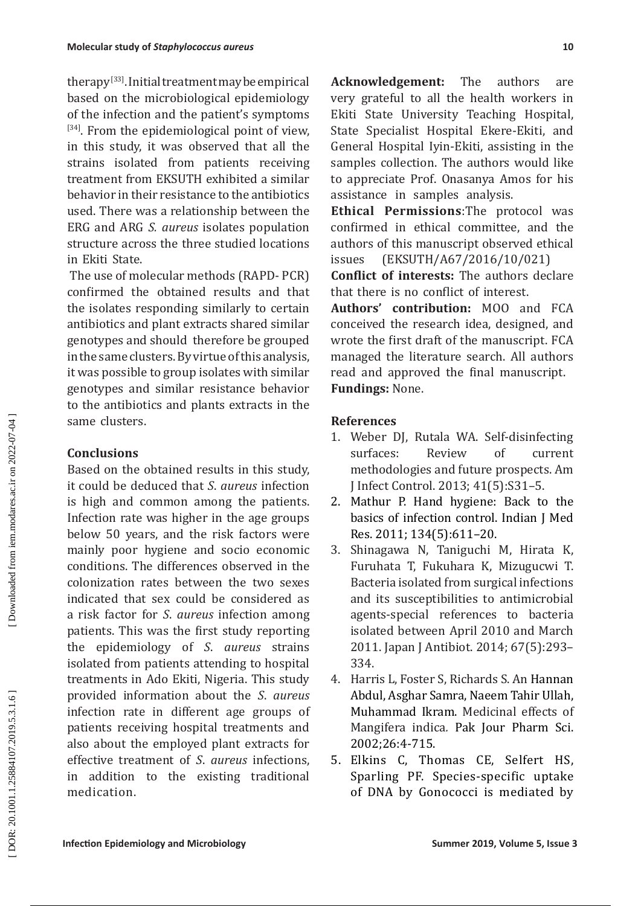therapy[33]. Initial treatment may be empirical based on the microbiological epidemiology of the infection and the patient's symptoms [34]. From the epidemiological point of view, in this study, it was observed that all the strains isolated from patients receiving treatment from EKSUTH exhibited a similar behavior in their resistance to the antibiotics used. There was a relationship between the ERG and ARG *S. aureus* isolates population structure across the three studied locations in Ekiti State.

The use of molecular methods (RAPD- PCR) confirmed the obtained results and that the isolates responding similarly to certain antibiotics and plant extracts shared similar genotypes and should therefore be grouped in the same clusters. By virtue of this analysis, it was possible to group isolates with similar genotypes and similar resistance behavior to the antibiotics and plants extracts in the same clusters.

## Conclusions

Based on the obtained results in this study, it could be deduced that *S. aureus* infection is high and common among the patients. Infection rate was higher in the age groups below 50 years, and the risk factors were mainly poor hygiene and socio economic conditions. The differences observed in the colonization rates between the two sexes indicated that sex could be considered as a risk factor for *S. aureus* infection among patients. This was the first study reporting the epidemiology of *S. aureus* strains isolated from patients attending to hospital treatments in Ado Ekiti, Nigeria. This study provided information about the *S. aureus* infection rate in different age groups of patients receiving hospital treatments and also about the employed plant extracts for effective treatment of *S. aureus* infections, in addition to the existing traditional medication.

**Acknowledgement:** The authors are very grateful to all the health workers in Ekiti State University Teaching Hospital, State Specialist Hospital Ekere-Ekiti, and General Hospital Iyin-Ekiti, assisting in the samples collection. The authors would like to appreciate Prof. Onasanya Amos for his assistance in samples analysis.

**Ethical Permissions**:The protocol was confirmed in ethical committee, and the authors of this manuscript observed ethical issues (EKSUTH/A67/2016/10/021)

**Conflict of interests:** The authors declare that there is no conflict of interest.

**Authors' contribution:** MOO and FCA conceived the research idea, designed, and wrote the first draft of the manuscript. FCA managed the literature search. All authors read and approved the final manuscript.

**Fundings:** None.

## References

1. Weber DJ, Rutala WA. Self-disinfecting surfaces: Review of current methodologies and future prospects. Am J Infect Control. 2013; 41(5):S31–5.
2. Mathur P. Hand hygiene: Back to the basics of infection control. Indian J Med Res. 2011; 134(5):611–20.
3. Shinagawa N, Taniguchi M, Hirata K, Furuhata T, Fukuhara K, Mizugucwi T. Bacteria isolated from surgical infections and its susceptibilities to antimicrobial agents-special references to bacteria isolated between April 2010 and March 2011. Japan J Antibiot. 2014; 67(5):293–334.
4. Harris L, Foster S, Richards S. An Hannan Abdul, Asghar Samra, Naeem Tahir Ullah, Muhammad Ikram. Medicinal effects of Mangifera indica. Pak Jour Pharm Sci. 2002;26:4-715.
5. Elkins C, Thomas CE, Selfert HS, Sparling PF. Species-specific uptake of DNA by Gonococci is mediated by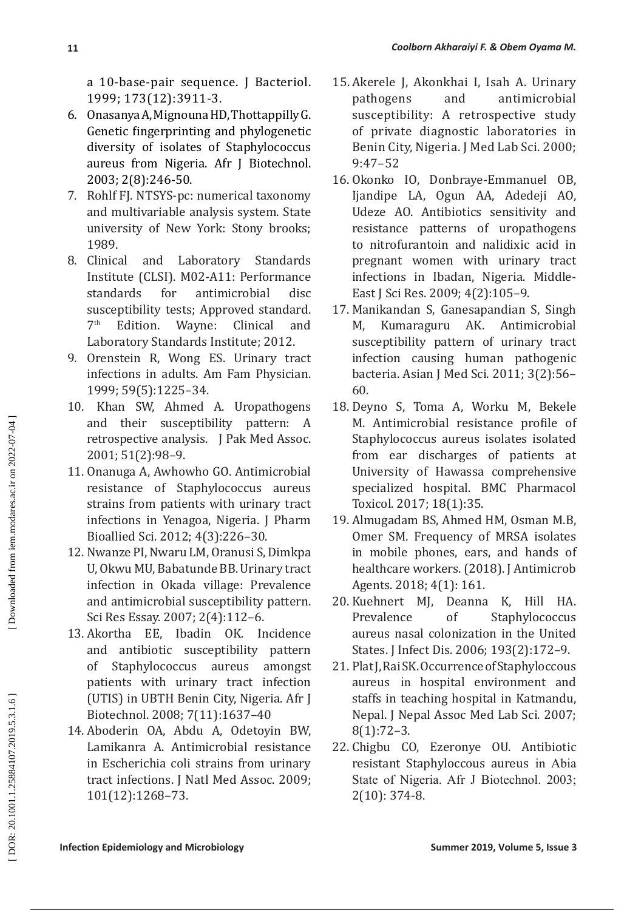a 10-base-pair sequence. J Bacteriol. 1999; 173(12):3911-3.

6. Onasanya A, Mignouna HD, Thottappilly G. Genetic fingerprinting and phylogenetic diversity of isolates of Staphylococcus aureus from Nigeria. Afr J Biotechnol. 2003; 2(8):246-50.
7. Rohlf FJ. NTSYS-pc: numerical taxonomy and multivariable analysis system. State university of New York: Stony brooks; 1989.
8. Clinical and Laboratory Standards Institute (CLSI). M02-A11: Performance standards for antimicrobial disc susceptibility tests; Approved standard. 7th Edition. Wayne: Clinical and Laboratory Standards Institute; 2012.
9. Orenstein R, Wong ES. Urinary tract infections in adults. Am Fam Physician. 1999; 59(5):1225–34.
10. Khan SW, Ahmed A. Uropathogens and their susceptibility pattern: A retrospective analysis. J Pak Med Assoc. 2001; 51(2):98–9.
11. Onanuga A, Awhowho GO. Antimicrobial resistance of Staphylococcus aureus strains from patients with urinary tract infections in Yenagoa, Nigeria. J Pharm Bioallied Sci. 2012; 4(3):226–30.
12. Nwanze PI, Nwaru LM, Oranusi S, Dimkpa U, Okwu MU, Babatunde BB. Urinary tract infection in Okada village: Prevalence and antimicrobial susceptibility pattern. Sci Res Essay. 2007; 2(4):112–6.
13. Akortha EE, Ibadin OK. Incidence and antibiotic susceptibility pattern of Staphylococcus aureus amongst patients with urinary tract infection (UTIS) in UBTH Benin City, Nigeria. Afr J Biotechnol. 2008; 7(11):1637–40
14. Aboderin OA, Abdu A, Odetoyin BW, Lamikanra A. Antimicrobial resistance in Escherichia coli strains from urinary tract infections. J Natl Med Assoc. 2009; 101(12):1268–73.
15. Akerele J, Akonkhai I, Isah A. Urinary pathogens and antimicrobial susceptibility: A retrospective study of private diagnostic laboratories in Benin City, Nigeria. J Med Lab Sci. 2000; 9:47–52
16. Okonko IO, Donbraye-Emmanuel OB, Ijandipe LA, Ogun AA, Adedeji AO, Udeze AO. Antibiotics sensitivity and resistance patterns of uropathogens to nitrofurantoin and nalidixic acid in pregnant women with urinary tract infections in Ibadan, Nigeria. Middle-East J Sci Res. 2009; 4(2):105–9.
17. Manikandan S, Ganesapandian S, Singh M, Kumaraguru AK. Antimicrobial susceptibility pattern of urinary tract infection causing human pathogenic bacteria. Asian J Med Sci. 2011; 3(2):56–60.
18. Deyno S, Toma A, Worku M, Bekele M. Antimicrobial resistance profile of Staphylococcus aureus isolates isolated from ear discharges of patients at University of Hawassa comprehensive specialized hospital. BMC Pharmacol Toxicol. 2017; 18(1):35.
19. Almugadam BS, Ahmed HM, Osman M.B, Omer SM. Frequency of MRSA isolates in mobile phones, ears, and hands of healthcare workers. (2018). J Antimicrob Agents. 2018; 4(1): 161.
20. Kuehnert MJ, Deanna K, Hill HA. Prevalence of Staphylococcus aureus nasal colonization in the United States. J Infect Dis. 2006; 193(2):172–9.
21. Plat J, Rai SK. Occurrence of Staphyloccous aureus in hospital environment and staffs in teaching hospital in Katmandu, Nepal. J Nepal Assoc Med Lab Sci. 2007; 8(1):72–3.
22. Chigbu CO, Ezeronye OU. Antibiotic resistant Staphyloccous aureus in Abia State of Nigeria. Afr J Biotechnol. 2003; 2(10): 374-8.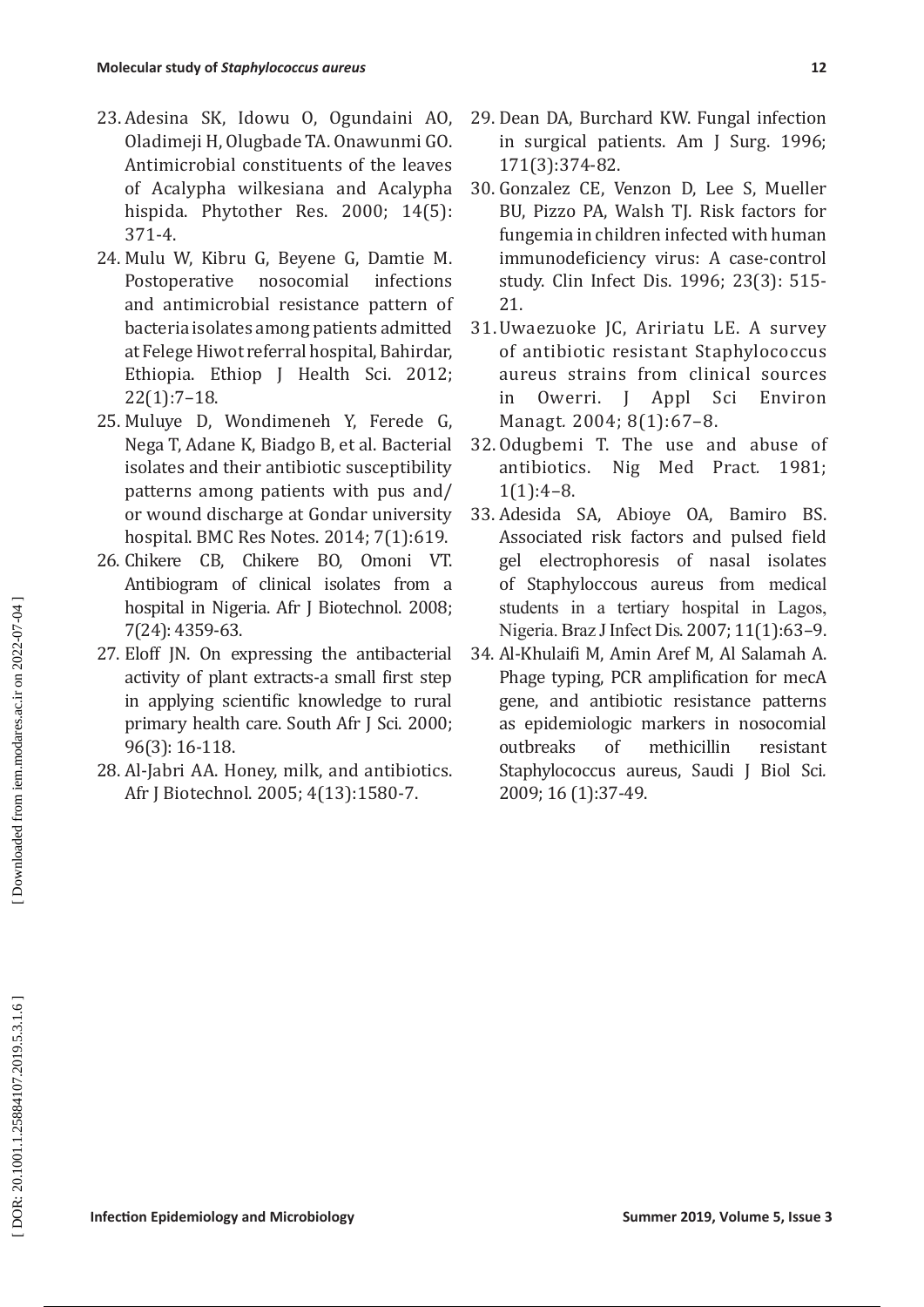23. Adesina SK, Idowu O, Ogundaini AO, Oladimeji H, Olugbade TA. Onawunmi GO. Antimicrobial constituents of the leaves of Acalypha wilkesiana and Acalypha hispida. Phytother Res. 2000; 14(5): 371-4.
24. Mulu W, Kibru G, Beyene G, Damtie M. Postoperative nosocomial infections and antimicrobial resistance pattern of bacteria isolates among patients admitted at Felege Hiwot referral hospital, Bahirdar, Ethiopia. Ethiop J Health Sci. 2012; 22(1):7–18.
25. Muluye D, Wondimeneh Y, Ferede G, Nega T, Adane K, Biadgo B, et al. Bacterial isolates and their antibiotic susceptibility patterns among patients with pus and/or wound discharge at Gondar university hospital. BMC Res Notes. 2014; 7(1):619.
26. Chikere CB, Chikere BO, Omoni VT. Antibiogram of clinical isolates from a hospital in Nigeria. Afr J Biotechnol. 2008; 7(24): 4359-63.
27. Eloff JN. On expressing the antibacterial activity of plant extracts-a small first step in applying scientific knowledge to rural primary health care. South Afr J Sci. 2000; 96(3): 16-118.
28. Al-Jabri AA. Honey, milk, and antibiotics. Afr J Biotechnol. 2005; 4(13):1580-7.
29. Dean DA, Burchard KW. Fungal infection in surgical patients. Am J Surg. 1996; 171(3):374-82.
30. Gonzalez CE, Venzon D, Lee S, Mueller BU, Pizzo PA, Walsh TJ. Risk factors for fungemia in children infected with human immunodeficiency virus: A case-control study. Clin Infect Dis. 1996; 23(3): 515-21.
31. Uwaezuoke JC, Aririatu LE. A survey of antibiotic resistant Staphylococcus aureus strains from clinical sources in Owerri. J Appl Sci Environ Managt. 2004; 8(1):67–8.
32. Odugbemi T. The use and abuse of antibiotics. Nig Med Pract. 1981; 1(1):4–8.
33. Adesida SA, Abioye OA, Bamiro BS. Associated risk factors and pulsed field gel electrophoresis of nasal isolates of Staphyloccous aureus from medical students in a tertiary hospital in Lagos, Nigeria. Braz J Infect Dis. 2007; 11(1):63–9.
34. Al-Khulaifi M, Amin Aref M, Al Salamah A. Phage typing, PCR amplification for mecA gene, and antibiotic resistance patterns as epidemiologic markers in nosocomial outbreaks of methicillin resistant Staphylococcus aureus, Saudi J Biol Sci. 2009; 16 (1):37-49.